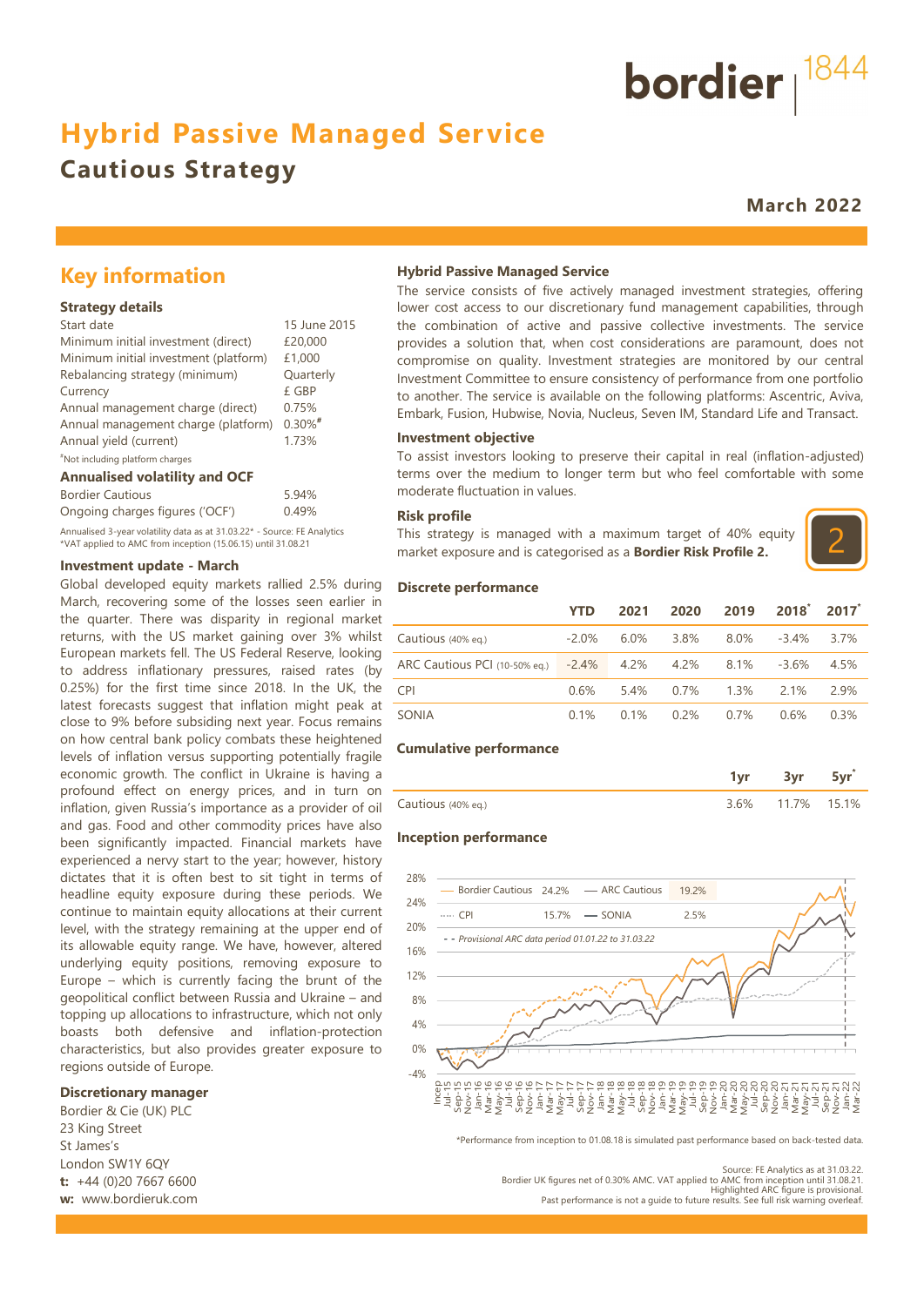# Hybrid Passive Managed Service

## Cautious Strategy

**March 2022**

## Key information

### Strategy details

| | |
|---|---|
| Start date | 15 June 2015 |
| Minimum initial investment (direct) | £20,000 |
| Minimum initial investment (platform) | £1,000 |
| Rebalancing strategy (minimum) | Quarterly |
| Currency | £ GBP |
| Annual management charge (direct) | 0.75% |
| Annual management charge (platform) | 0.30%# |
| Annual yield (current) | 1.73% |

#Not including platform charges

### Annualised volatility and OCF

| | |
|---|---|
| Bordier Cautious | 5.94% |
| Ongoing charges figures ('OCF') | 0.49% |

Annualised 3-year volatility data as at 31.03.22* - Source: FE Analytics
*VAT applied to AMC from inception (15.06.15) until 31.08.21

### Investment update - March

Global developed equity markets rallied 2.5% during March, recovering some of the losses seen earlier in the quarter. There was disparity in regional market returns, with the US market gaining over 3% whilst European markets fell. The US Federal Reserve, looking to address inflationary pressures, raised rates (by 0.25%) for the first time since 2018. In the UK, the latest forecasts suggest that inflation might peak at close to 9% before subsiding next year. Focus remains on how central bank policy combats these heightened levels of inflation versus supporting potentially fragile economic growth. The conflict in Ukraine is having a profound effect on energy prices, and in turn on inflation, given Russia's importance as a provider of oil and gas. Food and other commodity prices have also been significantly impacted. Financial markets have experienced a nervy start to the year; however, history dictates that it is often best to sit tight in terms of headline equity exposure during these periods. We continue to maintain equity allocations at their current level, with the strategy remaining at the upper end of its allowable equity range. We have, however, altered underlying equity positions, removing exposure to Europe – which is currently facing the brunt of the geopolitical conflict between Russia and Ukraine – and topping up allocations to infrastructure, which not only boasts both defensive and inflation-protection characteristics, but also provides greater exposure to regions outside of Europe.

### Discretionary manager

Bordier & Cie (UK) PLC
23 King Street
St James's
London SW1Y 6QY
**t:** +44 (0)20 7667 6600
**w:** www.bordieruk.com

### Hybrid Passive Managed Service

The service consists of five actively managed investment strategies, offering lower cost access to our discretionary fund management capabilities, through the combination of active and passive collective investments. The service provides a solution that, when cost considerations are paramount, does not compromise on quality. Investment strategies are monitored by our central Investment Committee to ensure consistency of performance from one portfolio to another. The service is available on the following platforms: Ascentric, Aviva, Embark, Fusion, Hubwise, Novia, Nucleus, Seven IM, Standard Life and Transact.

### Investment objective

To assist investors looking to preserve their capital in real (inflation-adjusted) terms over the medium to longer term but who feel comfortable with some moderate fluctuation in values.

### Risk profile

This strategy is managed with a maximum target of 40% equity market exposure and is categorised as a **Bordier Risk Profile 2.**

2

### Discrete performance

| | YTD | 2021 | 2020 | 2019 | 2018* | 2017* |
|---|---|---|---|---|---|---|
| Cautious (40% eq.) | -2.0% | 6.0% | 3.8% | 8.0% | -3.4% | 3.7% |
| ARC Cautious PCI (10-50% eq.) | -2.4% | 4.2% | 4.2% | 8.1% | -3.6% | 4.5% |
| CPI | 0.6% | 5.4% | 0.7% | 1.3% | 2.1% | 2.9% |
| SONIA | 0.1% | 0.1% | 0.2% | 0.7% | 0.6% | 0.3% |

### Cumulative performance

| | 1yr | 3yr | 5yr* |
|---|---|---|---|
| Cautious (40% eq.) | 3.6% | 11.7% | 15.1% |

### Inception performance

| | | | |
|---|---|---|---|
| Bordier Cautious | 24.2% | ARC Cautious | 19.2% |
| CPI | 15.7% | SONIA | 2.5% |

- - Provisional ARC data period 01.01.22 to 31.03.22

*Performance from inception to 01.08.18 is simulated past performance based on back-tested data.

Source: FE Analytics as at 31.03.22.
Bordier UK figures net of 0.30% AMC. VAT applied to AMC from inception until 31.08.21.
Highlighted ARC figure is provisional.
Past performance is not a guide to future results. See full risk warning overleaf.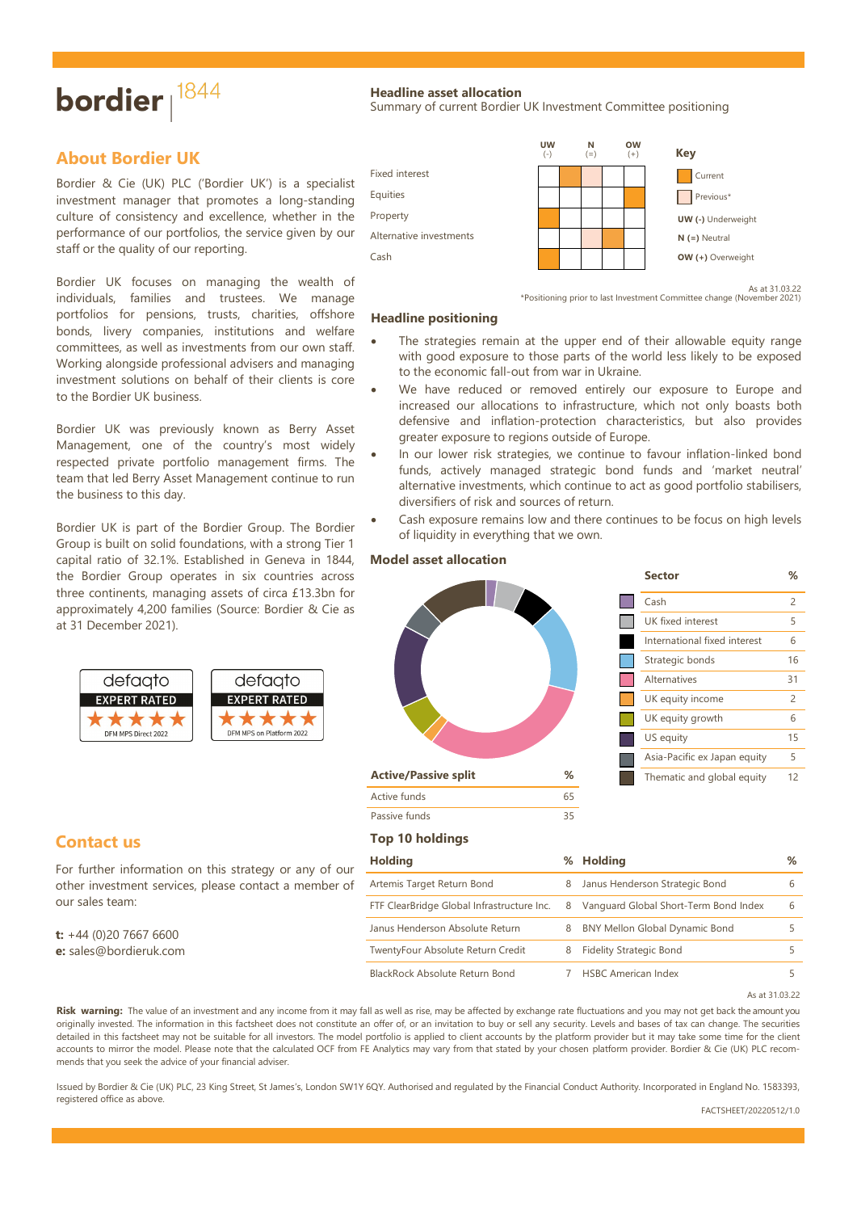bordier 1844

## About Bordier UK

Bordier & Cie (UK) PLC ('Bordier UK') is a specialist investment manager that promotes a long-standing culture of consistency and excellence, whether in the performance of our portfolios, the service given by our staff or the quality of our reporting.

Bordier UK focuses on managing the wealth of individuals, families and trustees. We manage portfolios for pensions, trusts, charities, offshore bonds, livery companies, institutions and welfare committees, as well as investments from our own staff. Working alongside professional advisers and managing investment solutions on behalf of their clients is core to the Bordier UK business.

Bordier UK was previously known as Berry Asset Management, one of the country's most widely respected private portfolio management firms. The team that led Berry Asset Management continue to run the business to this day.

Bordier UK is part of the Bordier Group. The Bordier Group is built on solid foundations, with a strong Tier 1 capital ratio of 32.1%. Established in Geneva in 1844, the Bordier Group operates in six countries across three continents, managing assets of circa £13.3bn for approximately 4,200 families (Source: Bordier & Cie as at 31 December 2021).

defaqto EXPERT RATED ★★★★★ DFM MPS Direct 2022

defaqto EXPERT RATED ★★★★★ DFM MPS on Platform 2022

## Contact us

For further information on this strategy or any of our other investment services, please contact a member of our sales team:

**t:** +44 (0)20 7667 6600
**e:** sales@bordieruk.com

## Headline asset allocation

Summary of current Bordier UK Investment Committee positioning

| | UW (-) | | N (=) | | OW (+) |
|---|---|---|---|---|---|
| Fixed interest | | Current | Previous* | | |
| Equities | | | | | Current |
| Property | Current | | | | |
| Alternative investments | | | Previous* | Current | |
| Cash | Current | | | | |

Key: Current; Previous*; UW (-) Underweight; N (=) Neutral; OW (+) Overweight

As at 31.03.22
*Positioning prior to last Investment Committee change (November 2021)

### Headline positioning

- The strategies remain at the upper end of their allowable equity range with good exposure to those parts of the world less likely to be exposed to the economic fall-out from war in Ukraine.
- We have reduced or removed entirely our exposure to Europe and increased our allocations to infrastructure, which not only boasts both defensive and inflation-protection characteristics, but also provides greater exposure to regions outside of Europe.
- In our lower risk strategies, we continue to favour inflation-linked bond funds, actively managed strategic bond funds and 'market neutral' alternative investments, which continue to act as good portfolio stabilisers, diversifiers of risk and sources of return.
- Cash exposure remains low and there continues to be focus on high levels of liquidity in everything that we own.

### Model asset allocation

| Sector | % |
|---|---|
| Cash | 2 |
| UK fixed interest | 5 |
| International fixed interest | 6 |
| Strategic bonds | 16 |
| Alternatives | 31 |
| UK equity income | 2 |
| UK equity growth | 6 |
| US equity | 15 |
| Asia-Pacific ex Japan equity | 5 |
| Thematic and global equity | 12 |

| Active/Passive split | % |
|---|---|
| Active funds | 65 |
| Passive funds | 35 |

### Top 10 holdings

| Holding | % | Holding | % |
|---|---|---|---|
| Artemis Target Return Bond | 8 | Janus Henderson Strategic Bond | 6 |
| FTF ClearBridge Global Infrastructure Inc. | 8 | Vanguard Global Short-Term Bond Index | 6 |
| Janus Henderson Absolute Return | 8 | BNY Mellon Global Dynamic Bond | 5 |
| TwentyFour Absolute Return Credit | 8 | Fidelity Strategic Bond | 5 |
| BlackRock Absolute Return Bond | 7 | HSBC American Index | 5 |

As at 31.03.22

**Risk warning:** The value of an investment and any income from it may fall as well as rise, may be affected by exchange rate fluctuations and you may not get back the amount you originally invested. The information in this factsheet does not constitute an offer of, or an invitation to buy or sell any security. Levels and bases of tax can change. The securities detailed in this factsheet may not be suitable for all investors. The model portfolio is applied to client accounts by the platform provider but it may take some time for the client accounts to mirror the model. Please note that the calculated OCF from FE Analytics may vary from that stated by your chosen platform provider. Bordier & Cie (UK) PLC recommends that you seek the advice of your financial adviser.

Issued by Bordier & Cie (UK) PLC, 23 King Street, St James's, London SW1Y 6QY. Authorised and regulated by the Financial Conduct Authority. Incorporated in England No. 1583393, registered office as above.

FACTSHEET/20220512/1.0